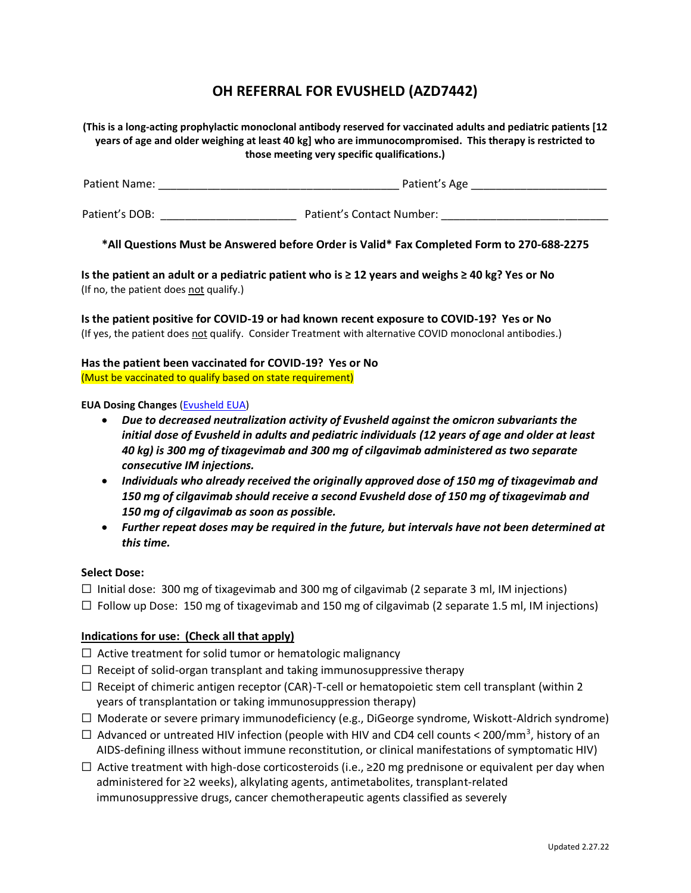# OH REFERRAL FOR EVUSHELD (AZD7442)

**(This is a long-acting prophylactic monoclonal antibody reserved for vaccinated adults and pediatric patients [12 years of age and older weighing at least 40 kg] who are immunocompromised. This therapy is restricted to those meeting very specific qualifications.)**

Patient Name: _______________________________________ Patient's Age _____________________

Patient's DOB: _____________________ Patient's Contact Number: ___________________________

**\*All Questions Must be Answered before Order is Valid\* Fax Completed Form to 270-688-2275**

**Is the patient an adult or a pediatric patient who is ≥ 12 years and weighs ≥ 40 kg? Yes or No**
(If no, the patient does <u>not</u> qualify.)

**Is the patient positive for COVID-19 or had known recent exposure to COVID-19? Yes or No**
(If yes, the patient does <u>not</u> qualify. Consider Treatment with alternative COVID monoclonal antibodies.)

**Has the patient been vaccinated for COVID-19? Yes or No**
(Must be vaccinated to qualify based on state requirement)

**EUA Dosing Changes** (Evusheld EUA)

- ***Due to decreased neutralization activity of Evusheld against the omicron subvariants the initial dose of Evusheld in adults and pediatric individuals (12 years of age and older at least 40 kg) is 300 mg of tixagevimab and 300 mg of cilgavimab administered as two separate consecutive IM injections.***
- ***Individuals who already received the originally approved dose of 150 mg of tixagevimab and 150 mg of cilgavimab should receive a second Evusheld dose of 150 mg of tixagevimab and 150 mg of cilgavimab as soon as possible.***
- ***Further repeat doses may be required in the future, but intervals have not been determined at this time.***

**Select Dose:**

☐ Initial dose: 300 mg of tixagevimab and 300 mg of cilgavimab (2 separate 3 ml, IM injections)
☐ Follow up Dose: 150 mg of tixagevimab and 150 mg of cilgavimab (2 separate 1.5 ml, IM injections)

**<u>Indications for use: (Check all that apply)</u>**

☐ Active treatment for solid tumor or hematologic malignancy
☐ Receipt of solid-organ transplant and taking immunosuppressive therapy
☐ Receipt of chimeric antigen receptor (CAR)-T-cell or hematopoietic stem cell transplant (within 2 years of transplantation or taking immunosuppression therapy)
☐ Moderate or severe primary immunodeficiency (e.g., DiGeorge syndrome, Wiskott-Aldrich syndrome)
☐ Advanced or untreated HIV infection (people with HIV and CD4 cell counts < 200/$mm^3$, history of an AIDS-defining illness without immune reconstitution, or clinical manifestations of symptomatic HIV)
☐ Active treatment with high-dose corticosteroids (i.e., ≥20 mg prednisone or equivalent per day when administered for ≥2 weeks), alkylating agents, antimetabolites, transplant-related immunosuppressive drugs, cancer chemotherapeutic agents classified as severely

Updated 2.27.22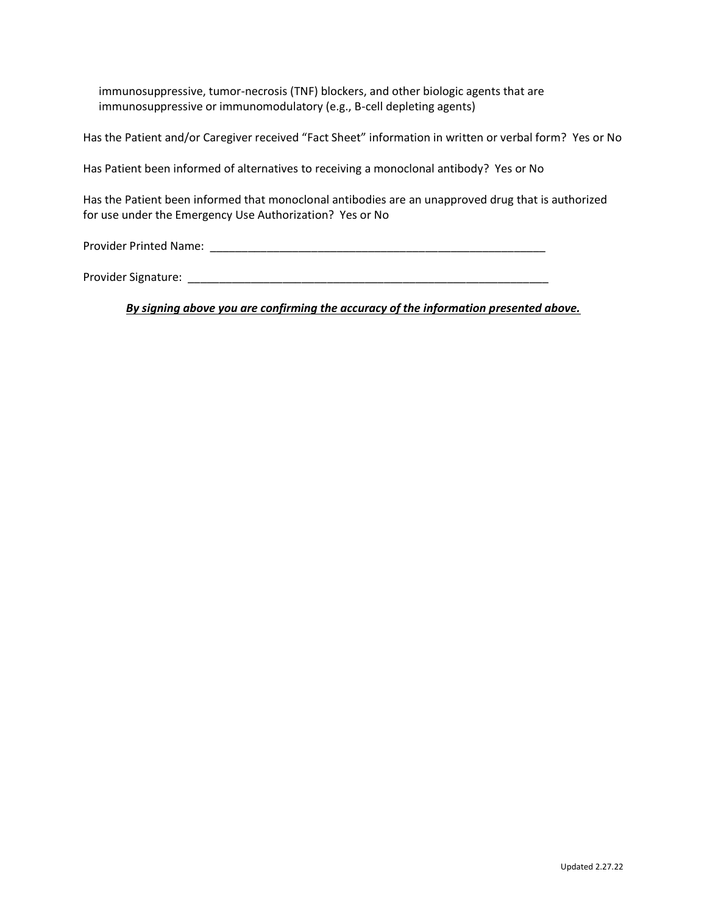immunosuppressive, tumor-necrosis (TNF) blockers, and other biologic agents that are immunosuppressive or immunomodulatory (e.g., B-cell depleting agents)

Has the Patient and/or Caregiver received "Fact Sheet" information in written or verbal form? Yes or No

Has Patient been informed of alternatives to receiving a monoclonal antibody? Yes or No

Has the Patient been informed that monoclonal antibodies are an unapproved drug that is authorized for use under the Emergency Use Authorization? Yes or No

Provider Printed Name: _______________________________________________________

Provider Signature: ___________________________________________________________

***By signing above you are confirming the accuracy of the information presented above.***

Updated 2.27.22